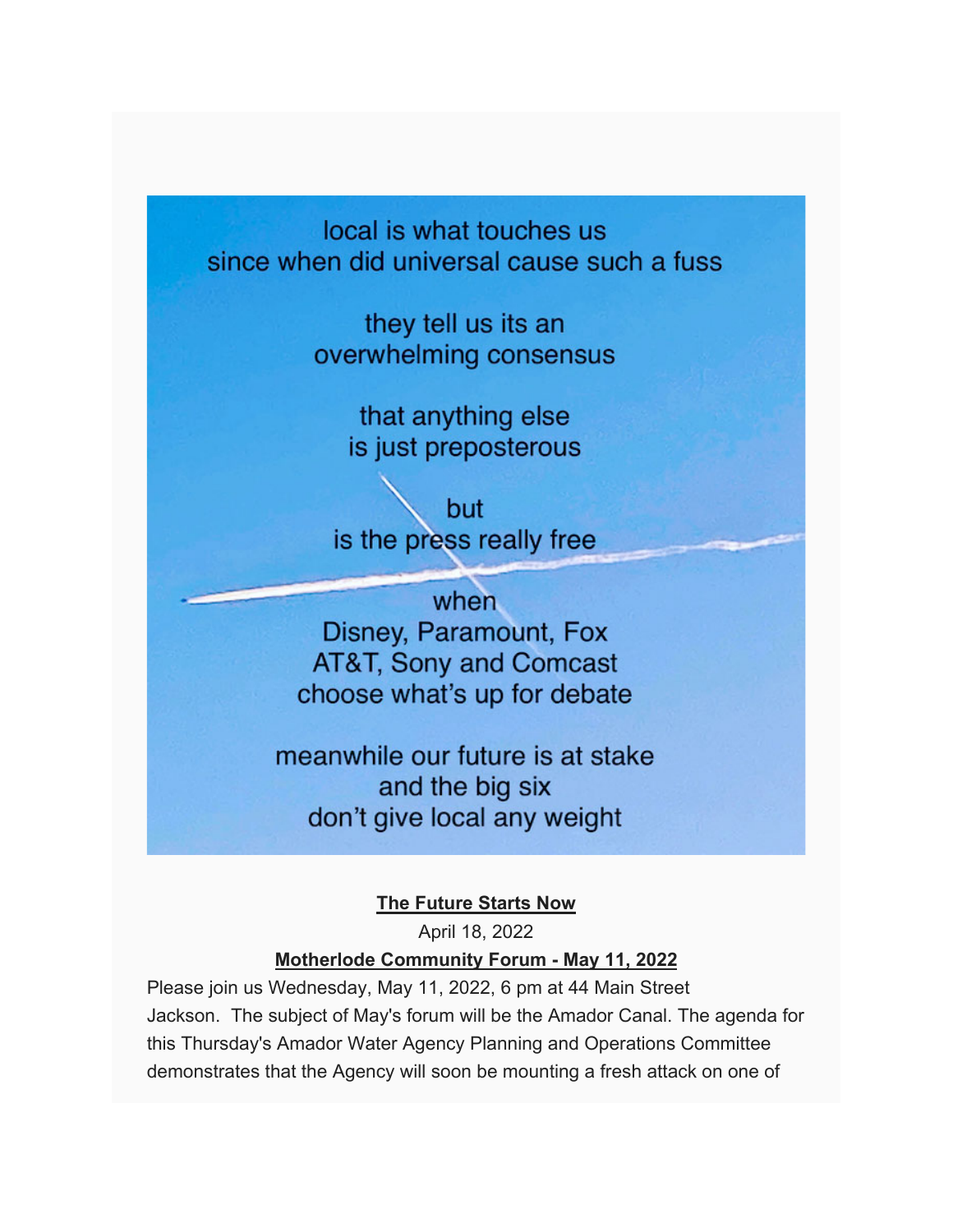local is what touches us
since when did universal cause such a fuss

they tell us its an
overwhelming consensus

that anything else
is just preposterous

but
is the press really free

when
Disney, Paramount, Fox
AT&T, Sony and Comcast
choose what's up for debate

meanwhile our future is at stake
and the big six
don't give local any weight

**The Future Starts Now**

April 18, 2022

**Motherlode Community Forum - May 11, 2022**

Please join us Wednesday, May 11, 2022, 6 pm at 44 Main Street Jackson. The subject of May's forum will be the Amador Canal. The agenda for this Thursday's Amador Water Agency Planning and Operations Committee demonstrates that the Agency will soon be mounting a fresh attack on one of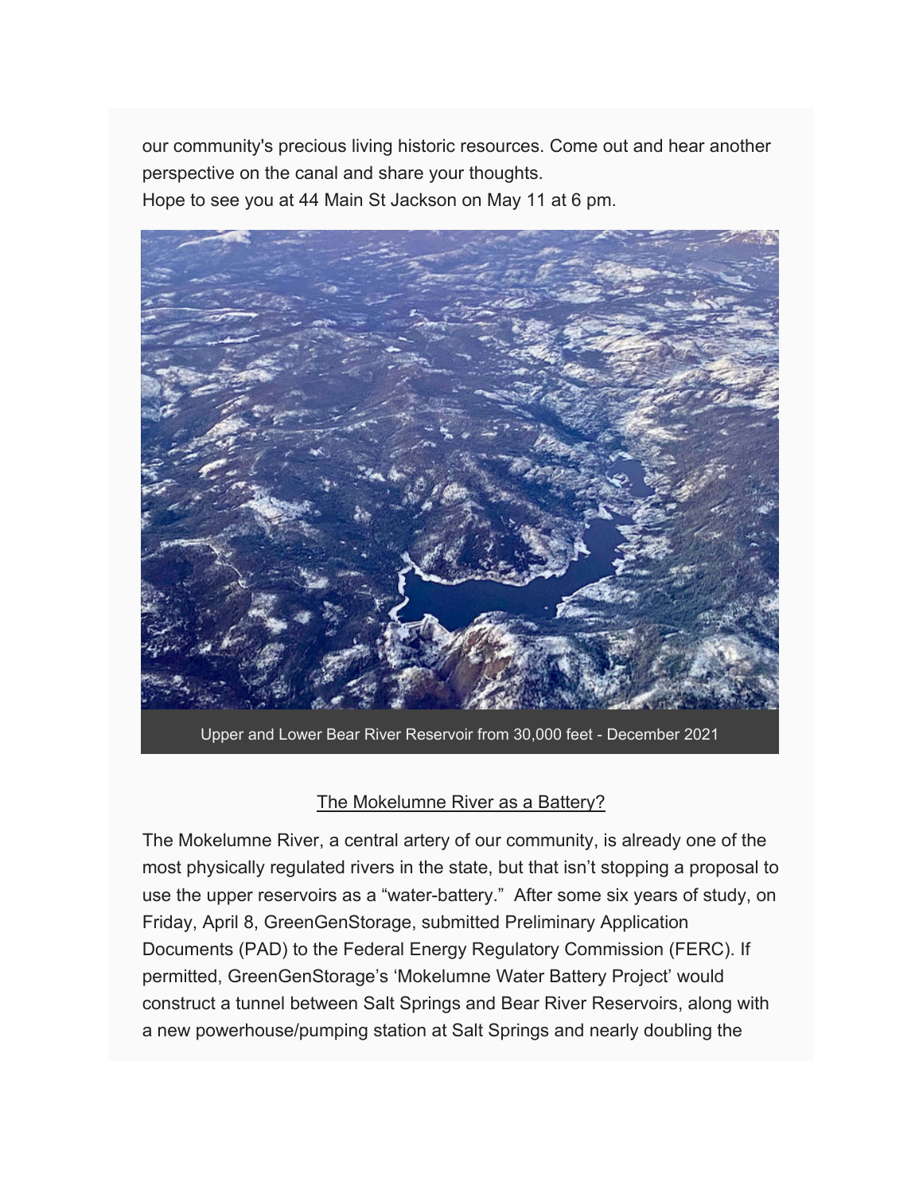our community's precious living historic resources. Come out and hear another perspective on the canal and share your thoughts.
Hope to see you at 44 Main St Jackson on May 11 at 6 pm.

Upper and Lower Bear River Reservoir from 30,000 feet - December 2021

## The Mokelumne River as a Battery?

The Mokelumne River, a central artery of our community, is already one of the most physically regulated rivers in the state, but that isn't stopping a proposal to use the upper reservoirs as a "water-battery." After some six years of study, on Friday, April 8, GreenGenStorage, submitted Preliminary Application Documents (PAD) to the Federal Energy Regulatory Commission (FERC). If permitted, GreenGenStorage's 'Mokelumne Water Battery Project' would construct a tunnel between Salt Springs and Bear River Reservoirs, along with a new powerhouse/pumping station at Salt Springs and nearly doubling the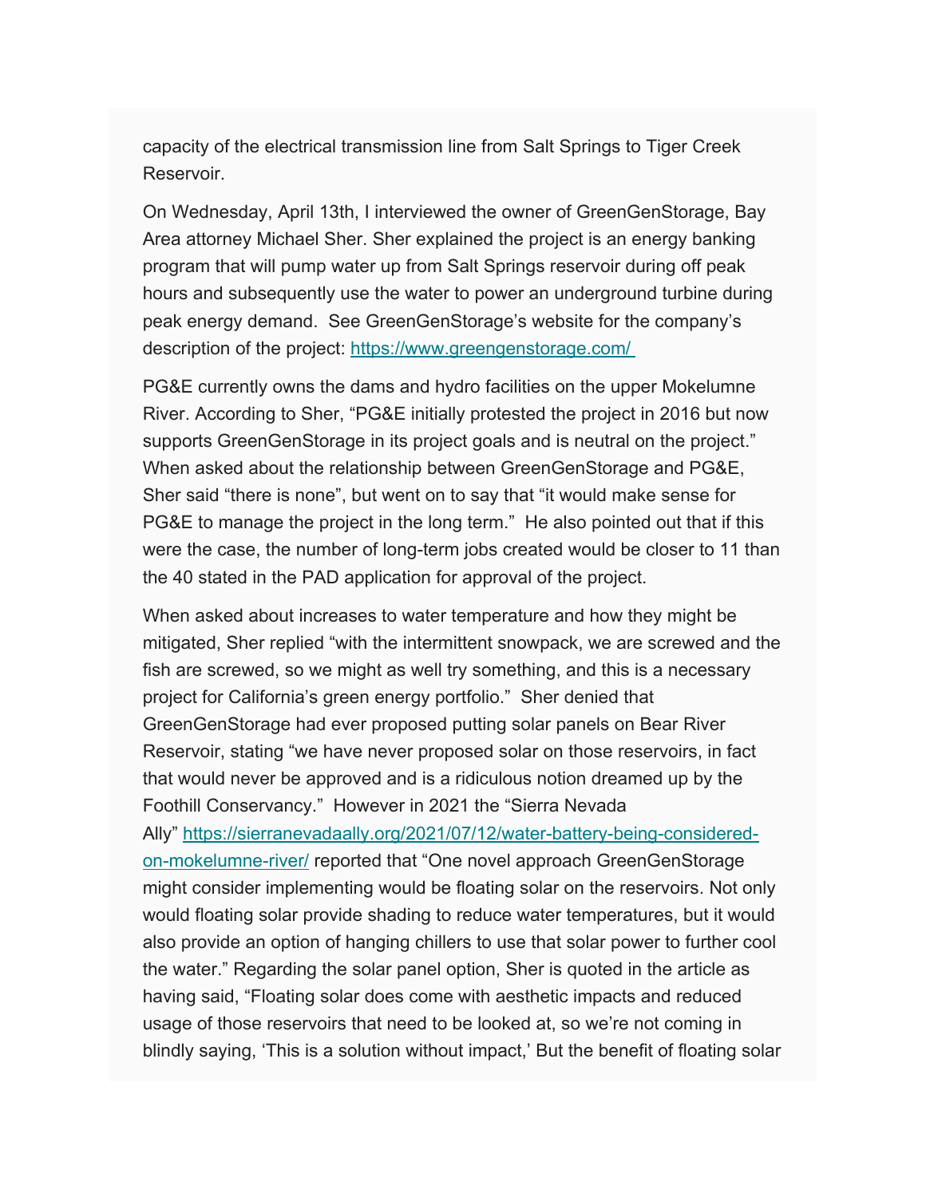capacity of the electrical transmission line from Salt Springs to Tiger Creek Reservoir.

On Wednesday, April 13th, I interviewed the owner of GreenGenStorage, Bay Area attorney Michael Sher. Sher explained the project is an energy banking program that will pump water up from Salt Springs reservoir during off peak hours and subsequently use the water to power an underground turbine during peak energy demand.  See GreenGenStorage's website for the company's description of the project: [https://www.greengenstorage.com/](https://www.greengenstorage.com/)

PG&E currently owns the dams and hydro facilities on the upper Mokelumne River. According to Sher, "PG&E initially protested the project in 2016 but now supports GreenGenStorage in its project goals and is neutral on the project." When asked about the relationship between GreenGenStorage and PG&E, Sher said "there is none", but went on to say that "it would make sense for PG&E to manage the project in the long term."  He also pointed out that if this were the case, the number of long-term jobs created would be closer to 11 than the 40 stated in the PAD application for approval of the project.

When asked about increases to water temperature and how they might be mitigated, Sher replied "with the intermittent snowpack, we are screwed and the fish are screwed, so we might as well try something, and this is a necessary project for California's green energy portfolio."  Sher denied that GreenGenStorage had ever proposed putting solar panels on Bear River Reservoir, stating "we have never proposed solar on those reservoirs, in fact that would never be approved and is a ridiculous notion dreamed up by the Foothill Conservancy."  However in 2021 the "Sierra Nevada Ally" [https://sierranevadaally.org/2021/07/12/water-battery-being-considered-on-mokelumne-river/](https://sierranevadaally.org/2021/07/12/water-battery-being-considered-on-mokelumne-river/) reported that "One novel approach GreenGenStorage might consider implementing would be floating solar on the reservoirs. Not only would floating solar provide shading to reduce water temperatures, but it would also provide an option of hanging chillers to use that solar power to further cool the water." Regarding the solar panel option, Sher is quoted in the article as having said, "Floating solar does come with aesthetic impacts and reduced usage of those reservoirs that need to be looked at, so we're not coming in blindly saying, 'This is a solution without impact,' But the benefit of floating solar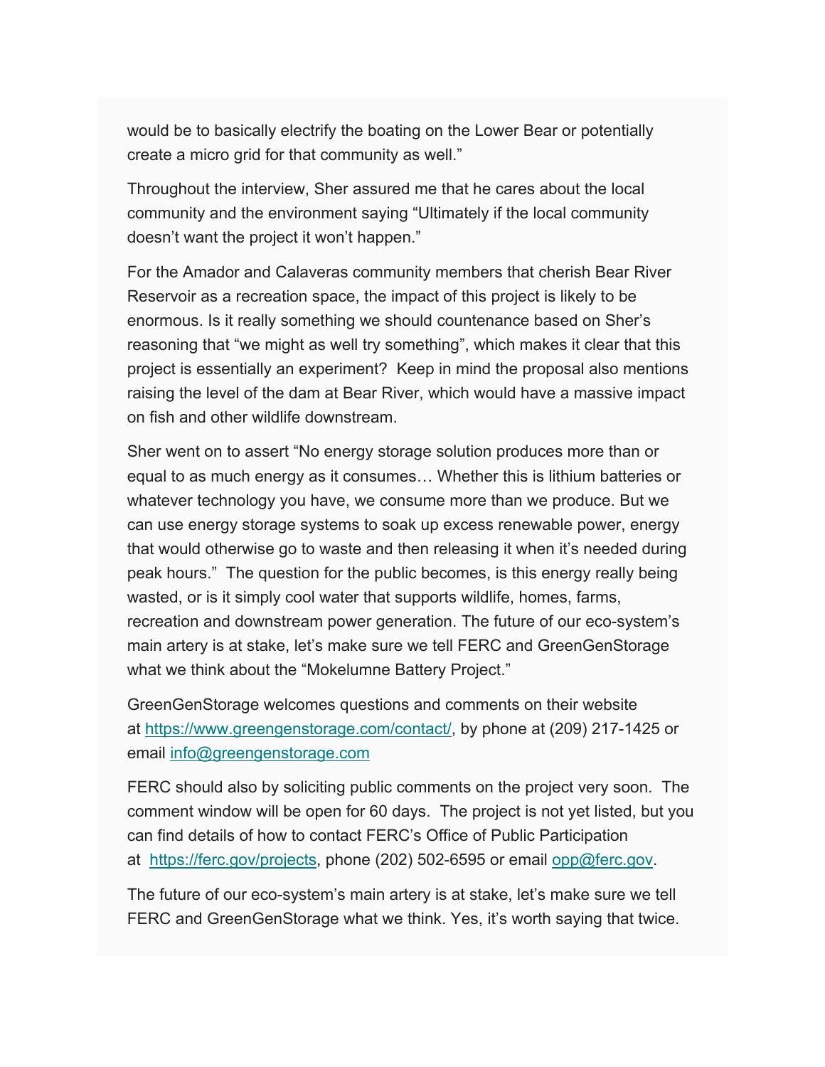would be to basically electrify the boating on the Lower Bear or potentially create a micro grid for that community as well."

Throughout the interview, Sher assured me that he cares about the local community and the environment saying "Ultimately if the local community doesn't want the project it won't happen."

For the Amador and Calaveras community members that cherish Bear River Reservoir as a recreation space, the impact of this project is likely to be enormous. Is it really something we should countenance based on Sher's reasoning that "we might as well try something", which makes it clear that this project is essentially an experiment?  Keep in mind the proposal also mentions raising the level of the dam at Bear River, which would have a massive impact on fish and other wildlife downstream.

Sher went on to assert "No energy storage solution produces more than or equal to as much energy as it consumes… Whether this is lithium batteries or whatever technology you have, we consume more than we produce. But we can use energy storage systems to soak up excess renewable power, energy that would otherwise go to waste and then releasing it when it's needed during peak hours."  The question for the public becomes, is this energy really being wasted, or is it simply cool water that supports wildlife, homes, farms, recreation and downstream power generation. The future of our eco-system's main artery is at stake, let's make sure we tell FERC and GreenGenStorage what we think about the "Mokelumne Battery Project."

GreenGenStorage welcomes questions and comments on their website at [https://www.greengenstorage.com/contact/](https://www.greengenstorage.com/contact/), by phone at (209) 217-1425 or email [info@greengenstorage.com](mailto:info@greengenstorage.com)

FERC should also by soliciting public comments on the project very soon.  The comment window will be open for 60 days.  The project is not yet listed, but you can find details of how to contact FERC's Office of Public Participation at  [https://ferc.gov/projects](https://ferc.gov/projects), phone (202) 502-6595 or email [opp@ferc.gov](mailto:opp@ferc.gov).

The future of our eco-system's main artery is at stake, let's make sure we tell FERC and GreenGenStorage what we think. Yes, it's worth saying that twice.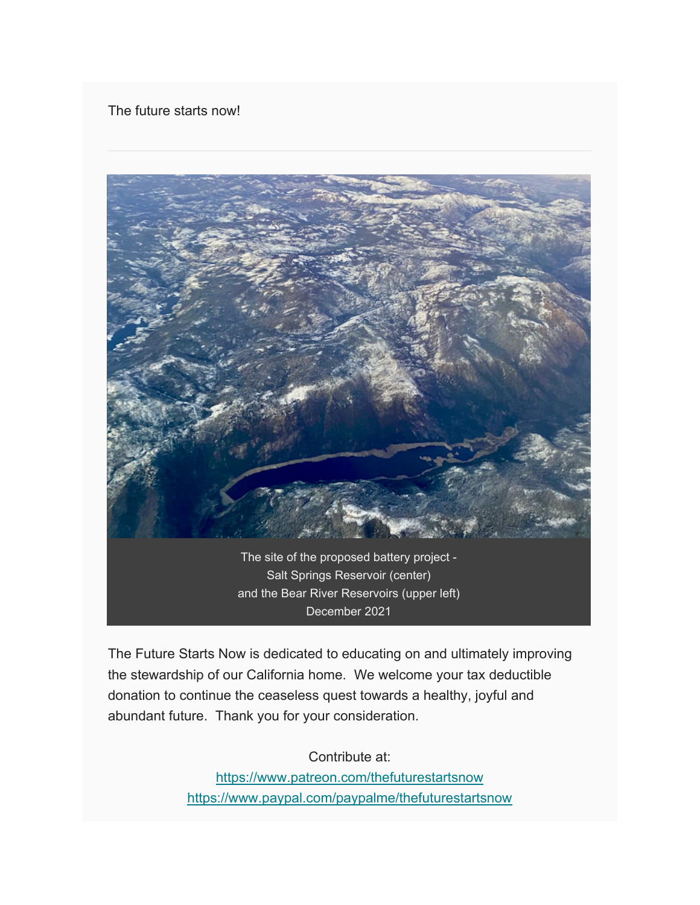The future starts now!

---

The site of the proposed battery project -
Salt Springs Reservoir (center)
and the Bear River Reservoirs (upper left)
December 2021

The Future Starts Now is dedicated to educating on and ultimately improving the stewardship of our California home. We welcome your tax deductible donation to continue the ceaseless quest towards a healthy, joyful and abundant future. Thank you for your consideration.

Contribute at:
https://www.patreon.com/thefuturestartsnow
https://www.paypal.com/paypalme/thefuturestartsnow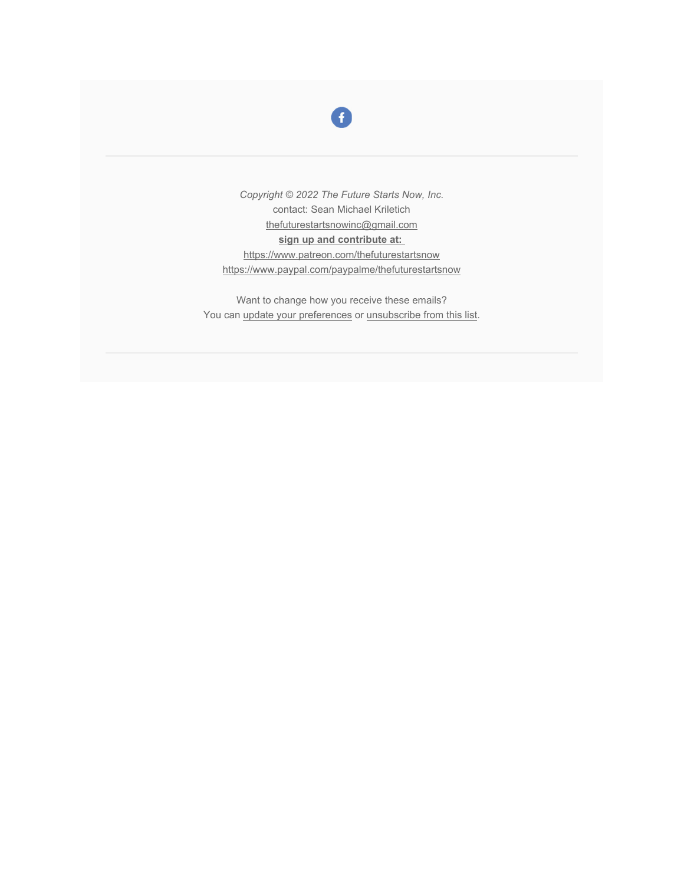*Copyright © 2022 The Future Starts Now, Inc.*
contact: Sean Michael Kriletich
thefuturestartsnowinc@gmail.com
**sign up and contribute at:**
https://www.patreon.com/thefuturestartsnow
https://www.paypal.com/paypalme/thefuturestartsnow

Want to change how you receive these emails?
You can update your preferences or unsubscribe from this list.